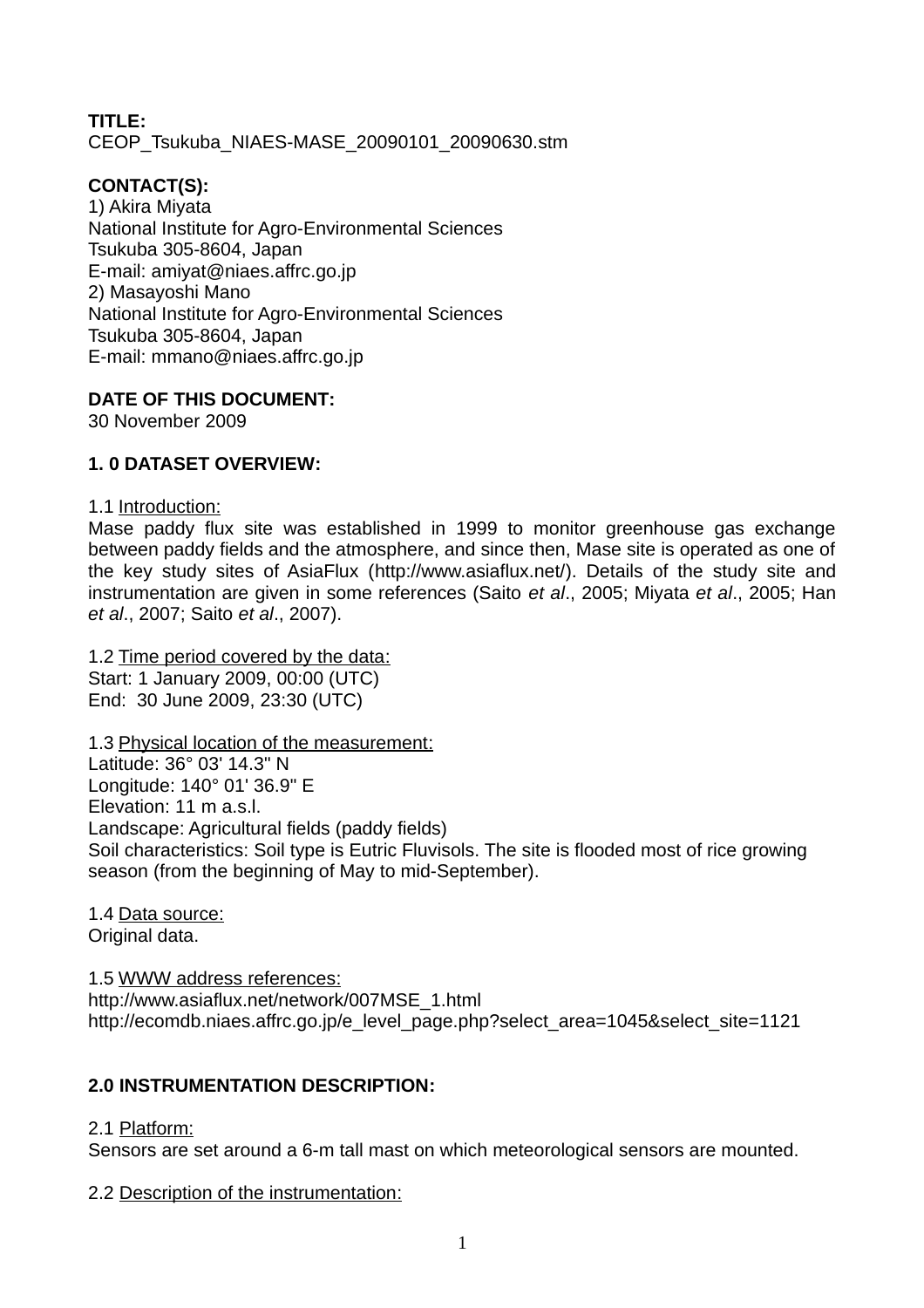**TITLE:**
CEOP_Tsukuba_NIAES-MASE_20090101_20090630.stm

**CONTACT(S):**
1) Akira Miyata
National Institute for Agro-Environmental Sciences
Tsukuba 305-8604, Japan
E-mail: amiyat@niaes.affrc.go.jp
2) Masayoshi Mano
National Institute for Agro-Environmental Sciences
Tsukuba 305-8604, Japan
E-mail: mmano@niaes.affrc.go.jp

**DATE OF THIS DOCUMENT:**
30 November 2009

**1. 0 DATASET OVERVIEW:**

1.1 Introduction:
Mase paddy flux site was established in 1999 to monitor greenhouse gas exchange between paddy fields and the atmosphere, and since then, Mase site is operated as one of the key study sites of AsiaFlux (http://www.asiaflux.net/). Details of the study site and instrumentation are given in some references (Saito *et al*., 2005; Miyata *et al*., 2005; Han *et al*., 2007; Saito *et al*., 2007).

1.2 Time period covered by the data:
Start: 1 January 2009, 00:00 (UTC)
End: 30 June 2009, 23:30 (UTC)

1.3 Physical location of the measurement:
Latitude: 36° 03' 14.3" N
Longitude: 140° 01' 36.9" E
Elevation: 11 m a.s.l.
Landscape: Agricultural fields (paddy fields)
Soil characteristics: Soil type is Eutric Fluvisols. The site is flooded most of rice growing season (from the beginning of May to mid-September).

1.4 Data source:
Original data.

1.5 WWW address references:
http://www.asiaflux.net/network/007MSE_1.html
http://ecomdb.niaes.affrc.go.jp/e_level_page.php?select_area=1045&select_site=1121

**2.0 INSTRUMENTATION DESCRIPTION:**

2.1 Platform:
Sensors are set around a 6-m tall mast on which meteorological sensors are mounted.

2.2 Description of the instrumentation: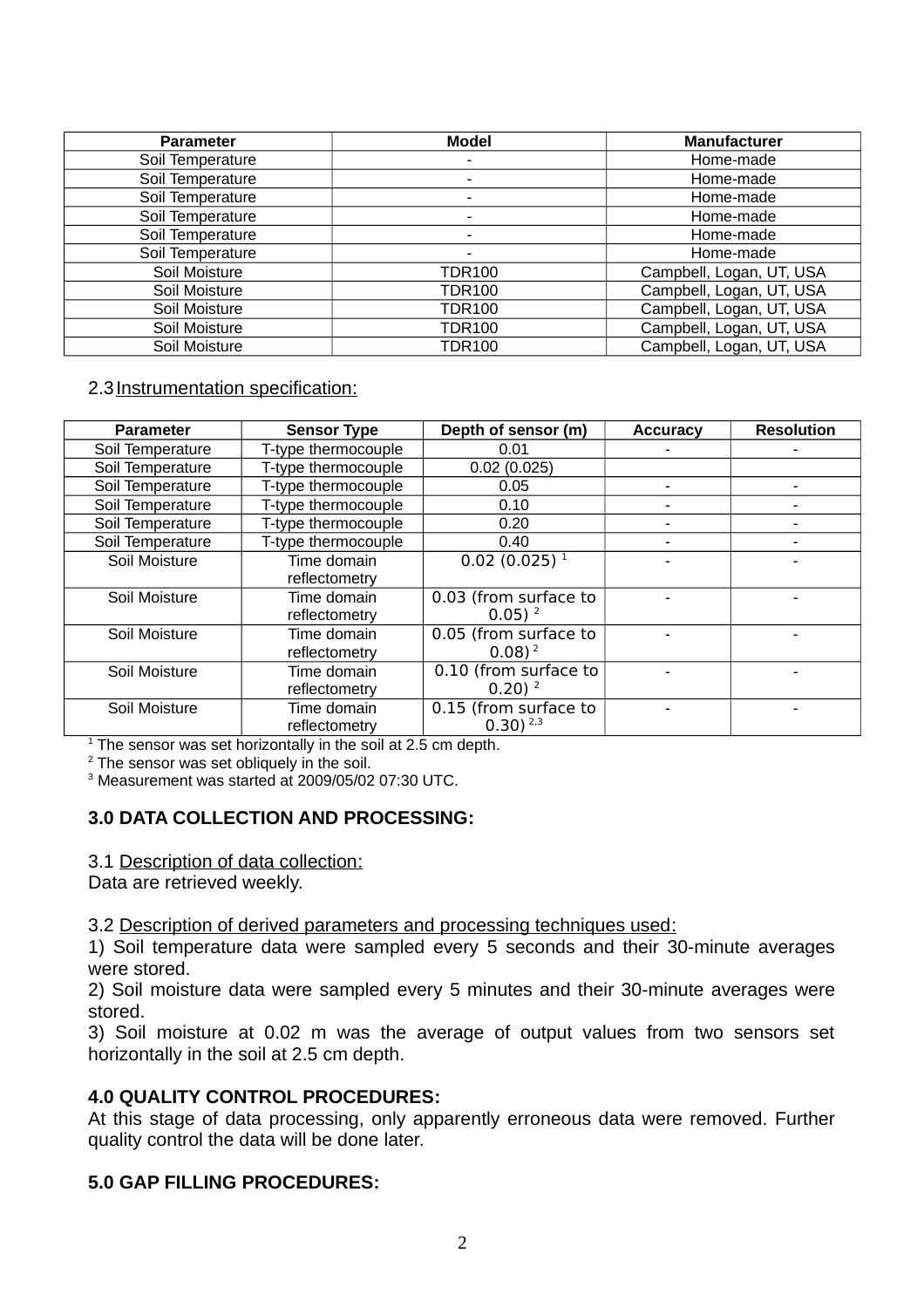| Parameter | Model | Manufacturer |
|---|---|---|
| Soil Temperature | - | Home-made |
| Soil Temperature | - | Home-made |
| Soil Temperature | - | Home-made |
| Soil Temperature | - | Home-made |
| Soil Temperature | - | Home-made |
| Soil Temperature | - | Home-made |
| Soil Moisture | TDR100 | Campbell, Logan, UT, USA |
| Soil Moisture | TDR100 | Campbell, Logan, UT, USA |
| Soil Moisture | TDR100 | Campbell, Logan, UT, USA |
| Soil Moisture | TDR100 | Campbell, Logan, UT, USA |
| Soil Moisture | TDR100 | Campbell, Logan, UT, USA |

2.3 Instrumentation specification:

| Parameter | Sensor Type | Depth of sensor (m) | Accuracy | Resolution |
|---|---|---|---|---|
| Soil Temperature | T-type thermocouple | 0.01 | - | - |
| Soil Temperature | T-type thermocouple | 0.02 (0.025) | | |
| Soil Temperature | T-type thermocouple | 0.05 | - | - |
| Soil Temperature | T-type thermocouple | 0.10 | - | - |
| Soil Temperature | T-type thermocouple | 0.20 | - | - |
| Soil Temperature | T-type thermocouple | 0.40 | - | - |
| Soil Moisture | Time domain reflectometry | 0.02 (0.025) [1] | - | - |
| Soil Moisture | Time domain reflectometry | 0.03 (from surface to 0.05) [2] | - | - |
| Soil Moisture | Time domain reflectometry | 0.05 (from surface to 0.08) [2] | - | - |
| Soil Moisture | Time domain reflectometry | 0.10 (from surface to 0.20) [2] | - | - |
| Soil Moisture | Time domain reflectometry | 0.15 (from surface to 0.30) [2,3] | - | - |

[1] The sensor was set horizontally in the soil at 2.5 cm depth.
[2] The sensor was set obliquely in the soil.
[3] Measurement was started at 2009/05/02 07:30 UTC.

## 3.0 DATA COLLECTION AND PROCESSING:

3.1 Description of data collection:
Data are retrieved weekly.

3.2 Description of derived parameters and processing techniques used:
1) Soil temperature data were sampled every 5 seconds and their 30-minute averages were stored.
2) Soil moisture data were sampled every 5 minutes and their 30-minute averages were stored.
3) Soil moisture at 0.02 m was the average of output values from two sensors set horizontally in the soil at 2.5 cm depth.

## 4.0 QUALITY CONTROL PROCEDURES:

At this stage of data processing, only apparently erroneous data were removed. Further quality control the data will be done later.

## 5.0 GAP FILLING PROCEDURES: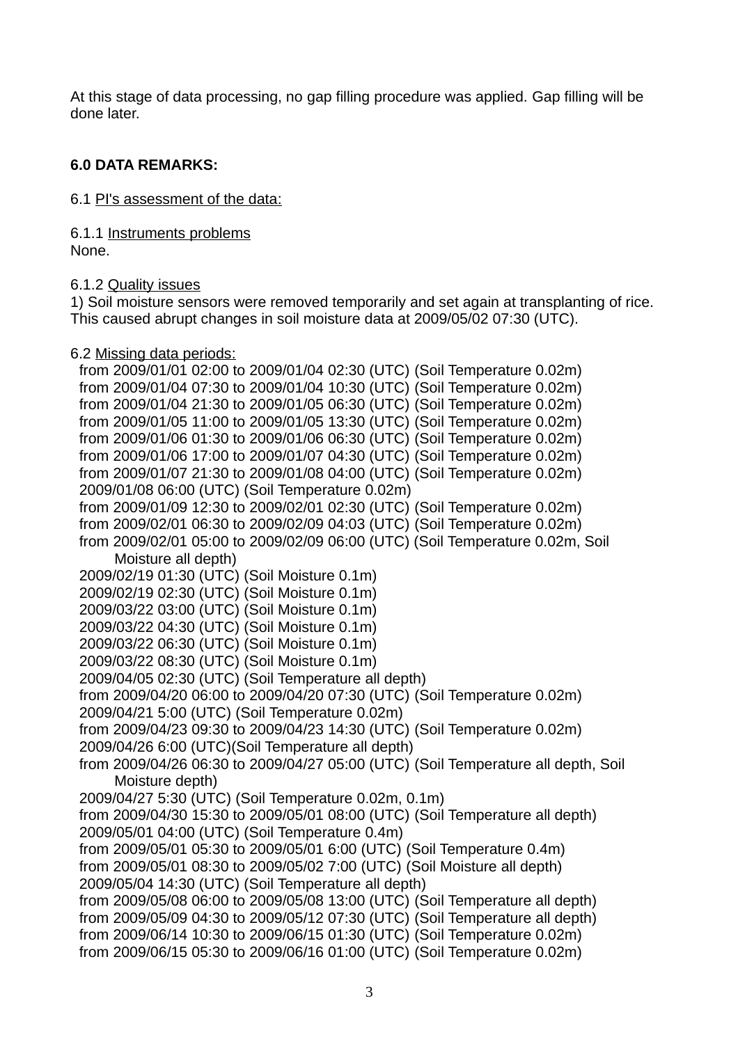At this stage of data processing, no gap filling procedure was applied. Gap filling will be done later.

## 6.0 DATA REMARKS:

6.1 PI's assessment of the data:

6.1.1 Instruments problems
None.

6.1.2 Quality issues
1) Soil moisture sensors were removed temporarily and set again at transplanting of rice. This caused abrupt changes in soil moisture data at 2009/05/02 07:30 (UTC).

6.2 Missing data periods:

- from 2009/01/01 02:00 to 2009/01/04 02:30 (UTC) (Soil Temperature 0.02m)
- from 2009/01/04 07:30 to 2009/01/04 10:30 (UTC) (Soil Temperature 0.02m)
- from 2009/01/04 21:30 to 2009/01/05 06:30 (UTC) (Soil Temperature 0.02m)
- from 2009/01/05 11:00 to 2009/01/05 13:30 (UTC) (Soil Temperature 0.02m)
- from 2009/01/06 01:30 to 2009/01/06 06:30 (UTC) (Soil Temperature 0.02m)
- from 2009/01/06 17:00 to 2009/01/07 04:30 (UTC) (Soil Temperature 0.02m)
- from 2009/01/07 21:30 to 2009/01/08 04:00 (UTC) (Soil Temperature 0.02m)
- 2009/01/08 06:00 (UTC) (Soil Temperature 0.02m)
- from 2009/01/09 12:30 to 2009/02/01 02:30 (UTC) (Soil Temperature 0.02m)
- from 2009/02/01 06:30 to 2009/02/09 04:03 (UTC) (Soil Temperature 0.02m)
- from 2009/02/01 05:00 to 2009/02/09 06:00 (UTC) (Soil Temperature 0.02m, Soil Moisture all depth)
- 2009/02/19 01:30 (UTC) (Soil Moisture 0.1m)
- 2009/02/19 02:30 (UTC) (Soil Moisture 0.1m)
- 2009/03/22 03:00 (UTC) (Soil Moisture 0.1m)
- 2009/03/22 04:30 (UTC) (Soil Moisture 0.1m)
- 2009/03/22 06:30 (UTC) (Soil Moisture 0.1m)
- 2009/03/22 08:30 (UTC) (Soil Moisture 0.1m)
- 2009/04/05 02:30 (UTC) (Soil Temperature all depth)
- from 2009/04/20 06:00 to 2009/04/20 07:30 (UTC) (Soil Temperature 0.02m)
- 2009/04/21 5:00 (UTC) (Soil Temperature 0.02m)
- from 2009/04/23 09:30 to 2009/04/23 14:30 (UTC) (Soil Temperature 0.02m)
- 2009/04/26 6:00 (UTC)(Soil Temperature all depth)
- from 2009/04/26 06:30 to 2009/04/27 05:00 (UTC) (Soil Temperature all depth, Soil Moisture depth)
- 2009/04/27 5:30 (UTC) (Soil Temperature 0.02m, 0.1m)
- from 2009/04/30 15:30 to 2009/05/01 08:00 (UTC) (Soil Temperature all depth)
- 2009/05/01 04:00 (UTC) (Soil Temperature 0.4m)
- from 2009/05/01 05:30 to 2009/05/01 6:00 (UTC) (Soil Temperature 0.4m)
- from 2009/05/01 08:30 to 2009/05/02 7:00 (UTC) (Soil Moisture all depth)
- 2009/05/04 14:30 (UTC) (Soil Temperature all depth)
- from 2009/05/08 06:00 to 2009/05/08 13:00 (UTC) (Soil Temperature all depth)
- from 2009/05/09 04:30 to 2009/05/12 07:30 (UTC) (Soil Temperature all depth)
- from 2009/06/14 10:30 to 2009/06/15 01:30 (UTC) (Soil Temperature 0.02m)
- from 2009/06/15 05:30 to 2009/06/16 01:00 (UTC) (Soil Temperature 0.02m)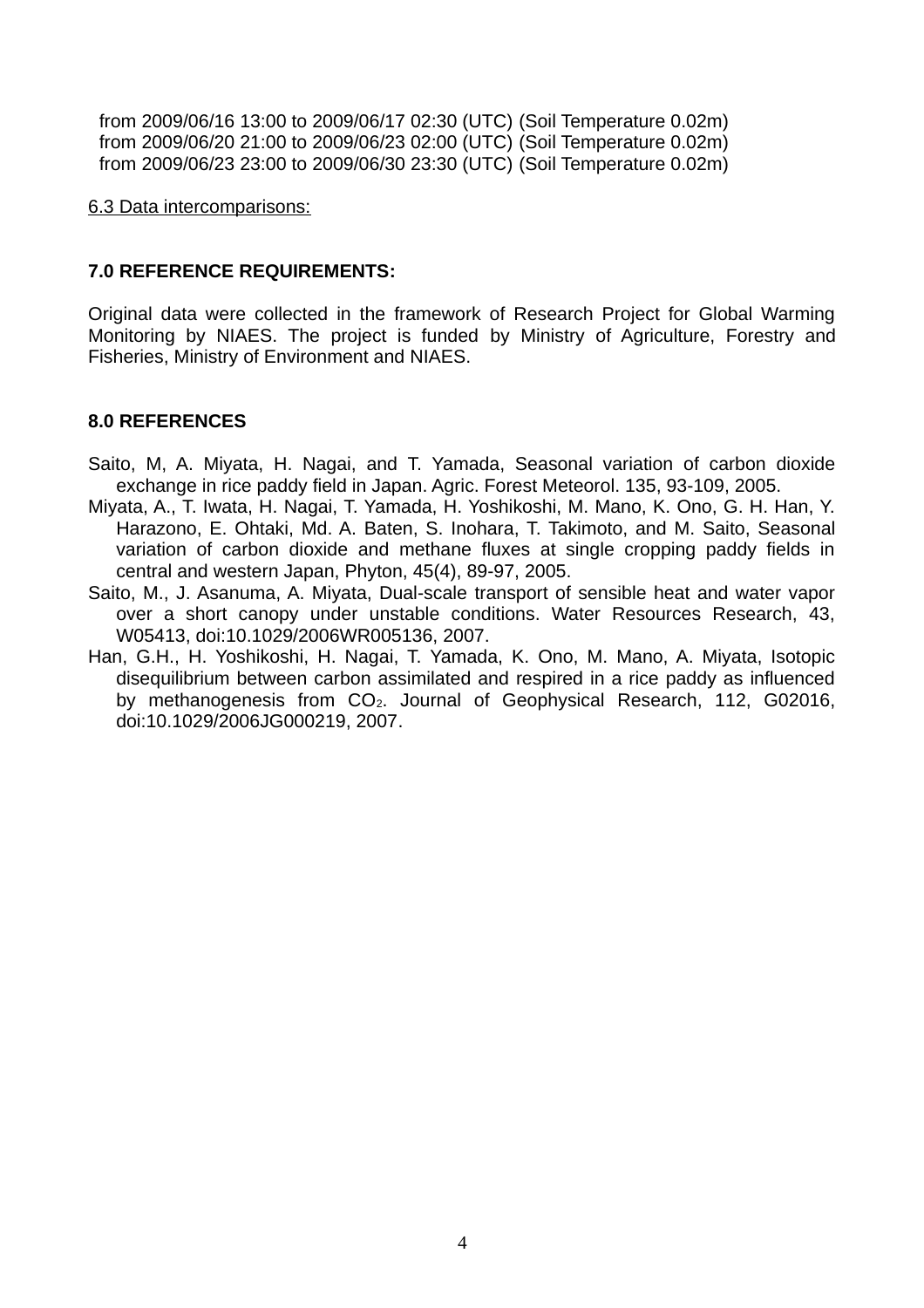from 2009/06/16 13:00 to 2009/06/17 02:30 (UTC) (Soil Temperature 0.02m)
from 2009/06/20 21:00 to 2009/06/23 02:00 (UTC) (Soil Temperature 0.02m)
from 2009/06/23 23:00 to 2009/06/30 23:30 (UTC) (Soil Temperature 0.02m)

6.3 Data intercomparisons:

## 7.0 REFERENCE REQUIREMENTS:

Original data were collected in the framework of Research Project for Global Warming Monitoring by NIAES. The project is funded by Ministry of Agriculture, Forestry and Fisheries, Ministry of Environment and NIAES.

## 8.0 REFERENCES

Saito, M, A. Miyata, H. Nagai, and T. Yamada, Seasonal variation of carbon dioxide exchange in rice paddy field in Japan. Agric. Forest Meteorol. 135, 93-109, 2005.

Miyata, A., T. Iwata, H. Nagai, T. Yamada, H. Yoshikoshi, M. Mano, K. Ono, G. H. Han, Y. Harazono, E. Ohtaki, Md. A. Baten, S. Inohara, T. Takimoto, and M. Saito, Seasonal variation of carbon dioxide and methane fluxes at single cropping paddy fields in central and western Japan, Phyton, 45(4), 89-97, 2005.

Saito, M., J. Asanuma, A. Miyata, Dual-scale transport of sensible heat and water vapor over a short canopy under unstable conditions. Water Resources Research, 43, W05413, doi:10.1029/2006WR005136, 2007.

Han, G.H., H. Yoshikoshi, H. Nagai, T. Yamada, K. Ono, M. Mano, A. Miyata, Isotopic disequilibrium between carbon assimilated and respired in a rice paddy as influenced by methanogenesis from $CO_2$. Journal of Geophysical Research, 112, G02016, doi:10.1029/2006JG000219, 2007.